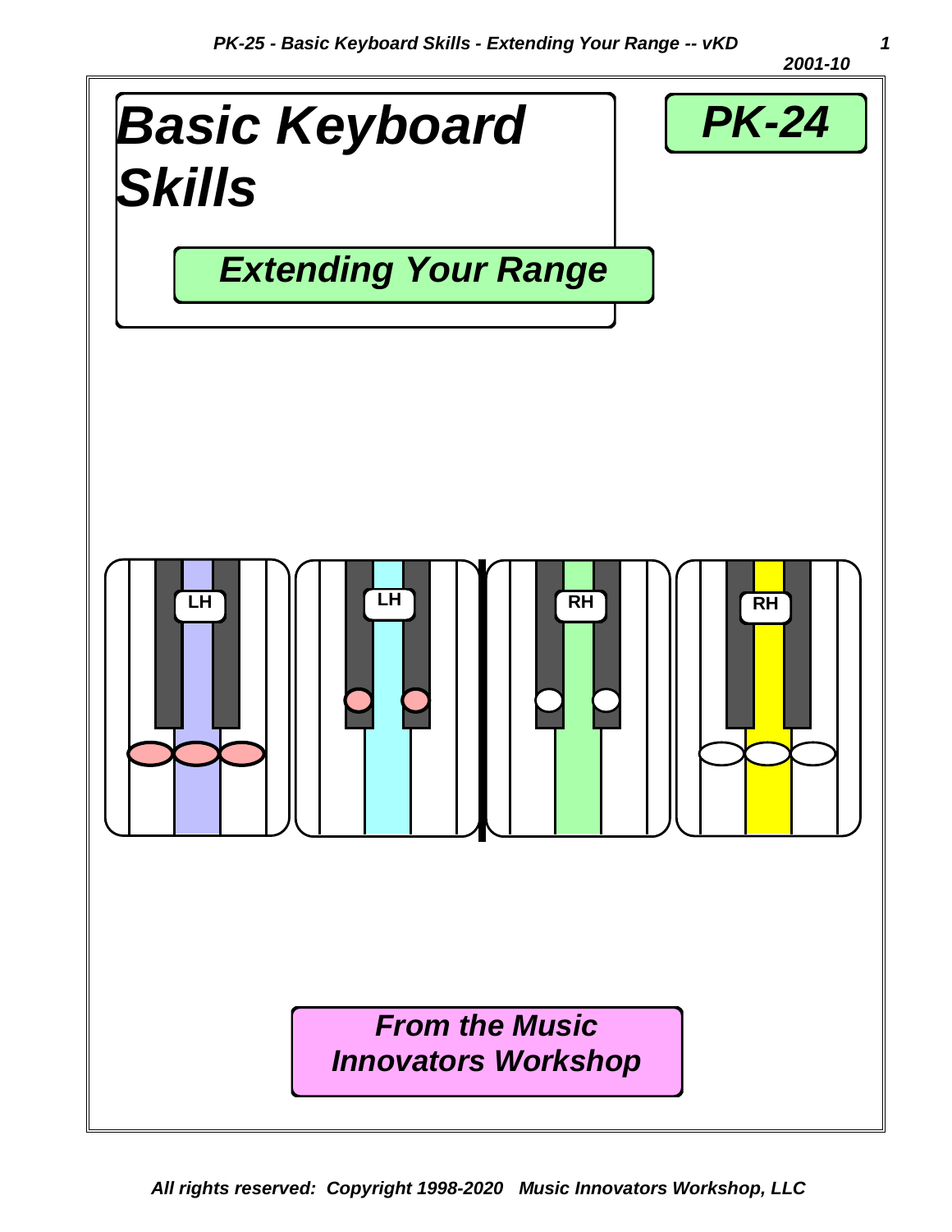# Basic Keyboard Skills

## PK-24

## Extending Your Range

LH LH RH RH

*From the Music Innovators Workshop*

*All rights reserved: Copyright 1998-2020 Music Innovators Workshop, LLC*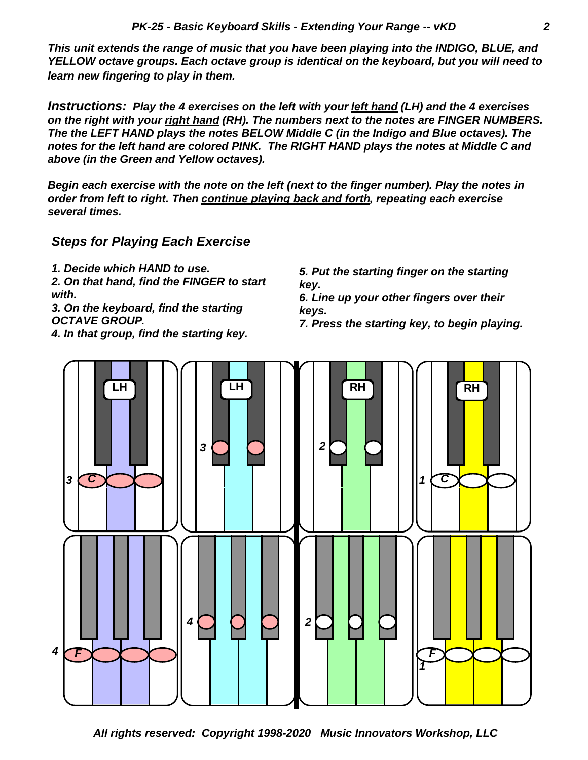*This unit extends the range of music that you have been playing into the INDIGO, BLUE, and YELLOW octave groups. Each octave group is identical on the keyboard, but you will need to learn new fingering to play in them.*

***Instructions:*** *Play the 4 exercises on the left with your left hand (LH) and the 4 exercises on the right with your right hand (RH). The numbers next to the notes are FINGER NUMBERS. The the LEFT HAND plays the notes BELOW Middle C (in the Indigo and Blue octaves). The notes for the left hand are colored PINK. The RIGHT HAND plays the notes at Middle C and above (in the Green and Yellow octaves).*

*Begin each exercise with the note on the left (next to the finger number). Play the notes in order from left to right. Then continue playing back and forth, repeating each exercise several times.*

## *Steps for Playing Each Exercise*

1. *Decide which HAND to use.*
2. *On that hand, find the FINGER to start with.*
3. *On the keyboard, find the starting OCTAVE GROUP.*
4. *In that group, find the starting key.*
5. *Put the starting finger on the starting key.*
6. *Line up your other fingers over their keys.*
7. *Press the starting key, to begin playing.*

LH | LH | RH | RH

3 C | 3 | 2 | 1 C

4 F | 4 | 2 | F 1

*All rights reserved: Copyright 1998-2020 Music Innovators Workshop, LLC*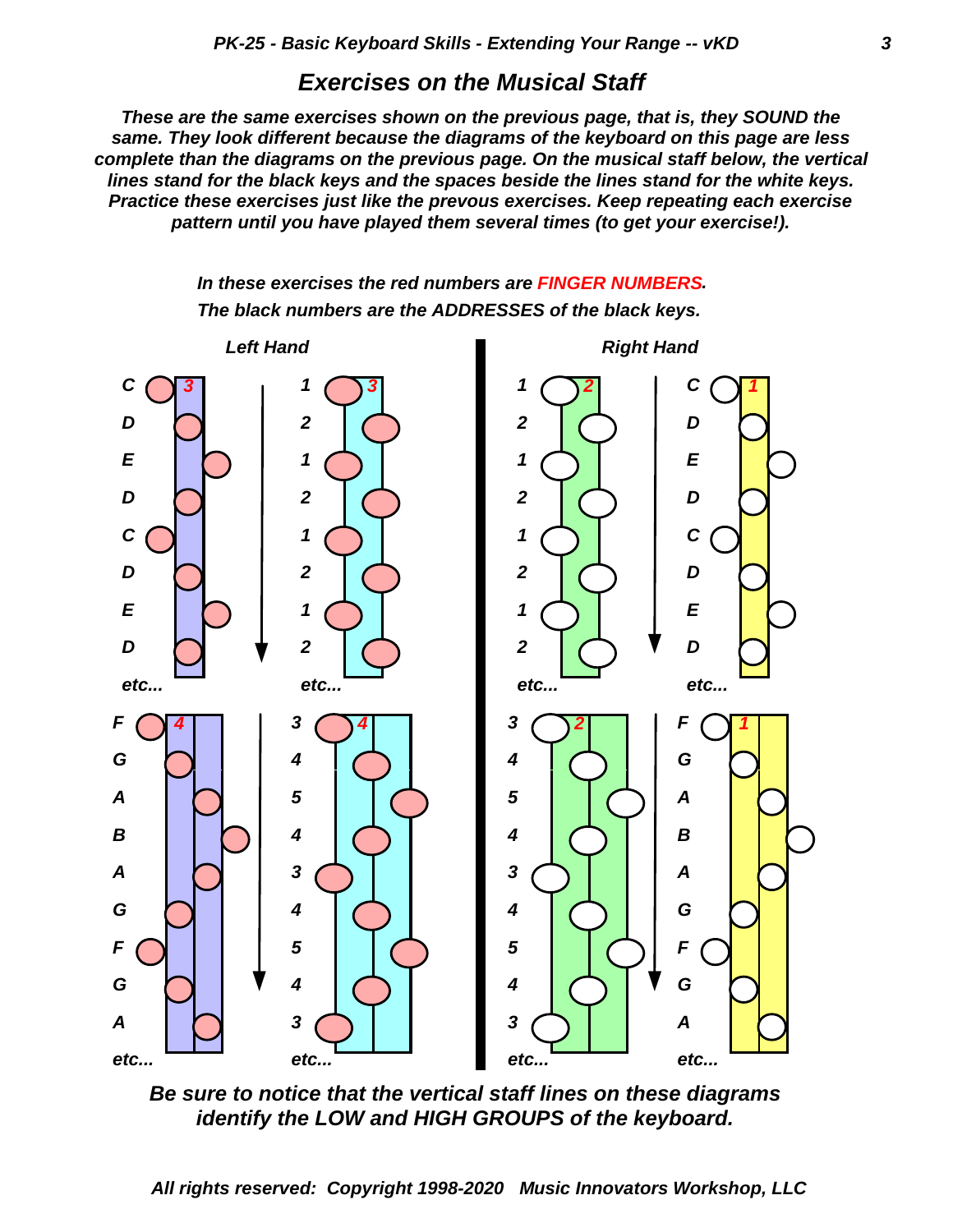## Exercises on the Musical Staff

***These are the same exercises shown on the previous page, that is, they SOUND the same. They look different because the diagrams of the keyboard on this page are less complete than the diagrams on the previous page. On the musical staff below, the vertical lines stand for the black keys and the spaces beside the lines stand for the white keys. Practice these exercises just like the prevous exercises. Keep repeating each exercise pattern until you have played them several times (to get your exercise!).***

***In these exercises the red numbers are FINGER NUMBERS.***
***The black numbers are the ADDRESSES of the black keys.***

**Left Hand**

| | | | |
|---|---|---|---|
| C | 3 | 1 | 3 |
| D | | 2 | |
| E | | 1 | |
| D | | 2 | |
| C | | 1 | |
| D | | 2 | |
| E | | 1 | |
| D | | 2 | |
| etc... | | etc... | |
| F | 4 | 3 | 4 |
| G | | 4 | |
| A | | 5 | |
| B | | 4 | |
| A | | 3 | |
| G | | 4 | |
| F | | 5 | |
| G | | 4 | |
| A | | 3 | |
| etc... | | etc... | |

**Right Hand**

| | | | |
|---|---|---|---|
| 1 | 2 | C | 1 |
| 2 | | D | |
| 1 | | E | |
| 2 | | D | |
| 1 | | C | |
| 2 | | D | |
| 1 | | E | |
| 2 | | D | |
| etc... | | etc... | |
| 3 | 2 | F | 1 |
| 4 | | G | |
| 5 | | A | |
| 4 | | B | |
| 3 | | A | |
| 4 | | G | |
| 5 | | F | |
| 4 | | G | |
| 3 | | A | |
| etc... | | etc... | |

***Be sure to notice that the vertical staff lines on these diagrams identify the LOW and HIGH GROUPS of the keyboard.***

***All rights reserved: Copyright 1998-2020 Music Innovators Workshop, LLC***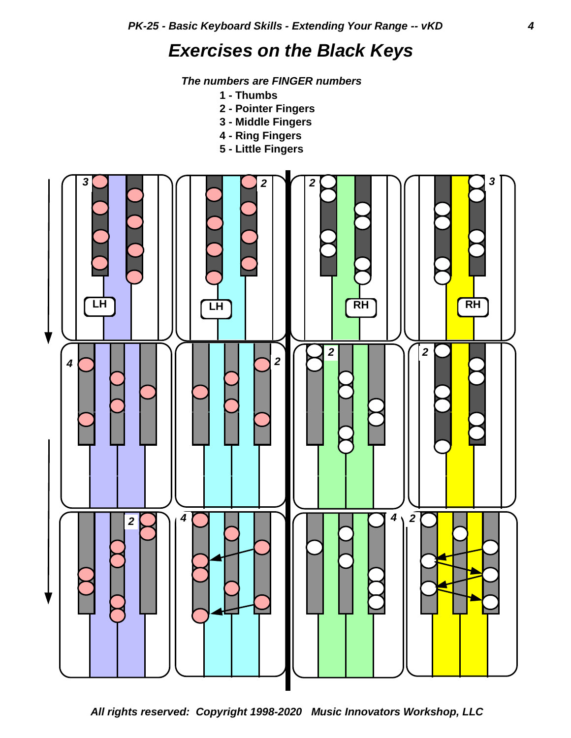# Exercises on the Black Keys

***The numbers are FINGER numbers***

**1 - Thumbs**
**2 - Pointer Fingers**
**3 - Middle Fingers**
**4 - Ring Fingers**
**5 - Little Fingers**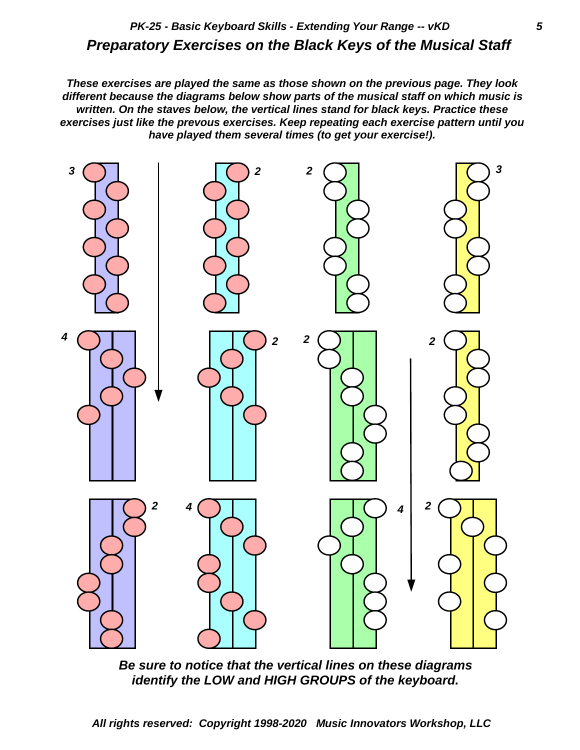## *Preparatory Exercises on the Black Keys of the Musical Staff*

***These exercises are played the same as those shown on the previous page. They look different because the diagrams below show parts of the musical staff on which music is written. On the staves below, the vertical lines stand for black keys. Practice these exercises just like the prevous exercises. Keep repeating each exercise pattern until you have played them several times (to get your exercise!).***

***Be sure to notice that the vertical lines on these diagrams identify the LOW and HIGH GROUPS of the keyboard.***

***All rights reserved: Copyright 1998-2020 Music Innovators Workshop, LLC***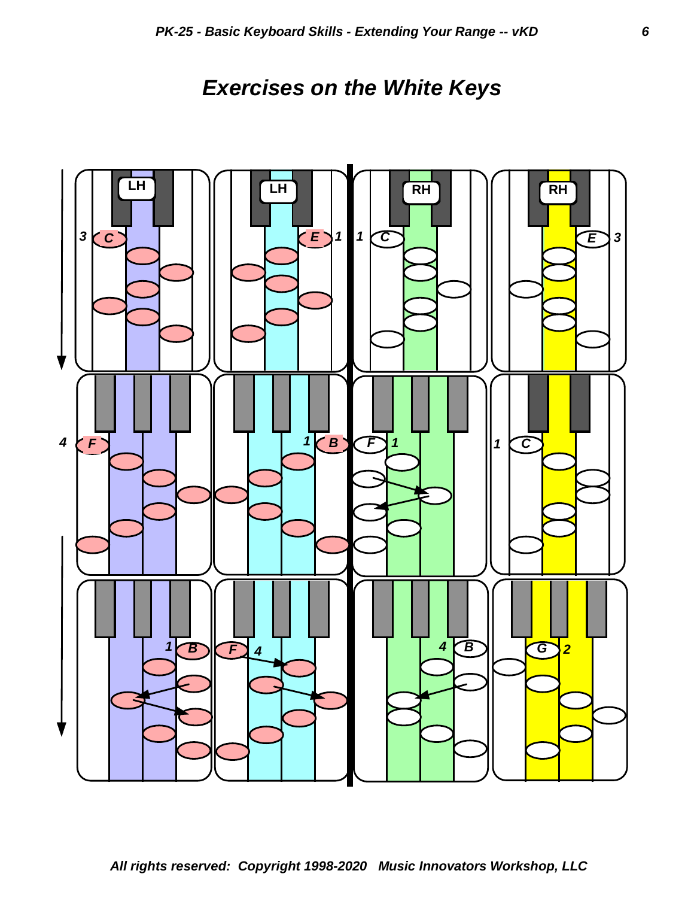# Exercises on the White Keys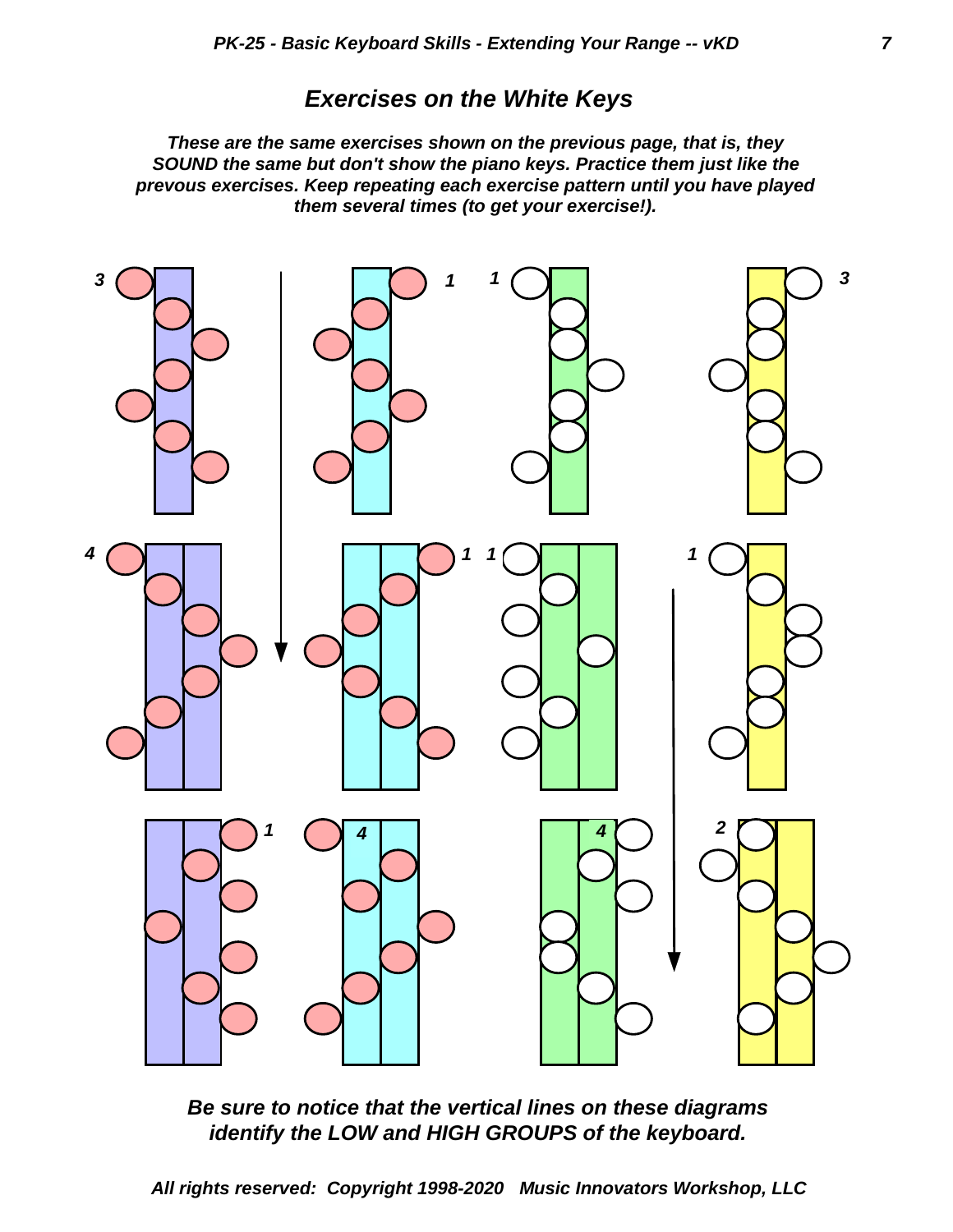## Exercises on the White Keys

***These are the same exercises shown on the previous page, that is, they SOUND the same but don't show the piano keys. Practice them just like the prevous exercises. Keep repeating each exercise pattern until you have played them several times (to get your exercise!).***

***Be sure to notice that the vertical lines on these diagrams identify the LOW and HIGH GROUPS of the keyboard.***

*All rights reserved: Copyright 1998-2020 Music Innovators Workshop, LLC*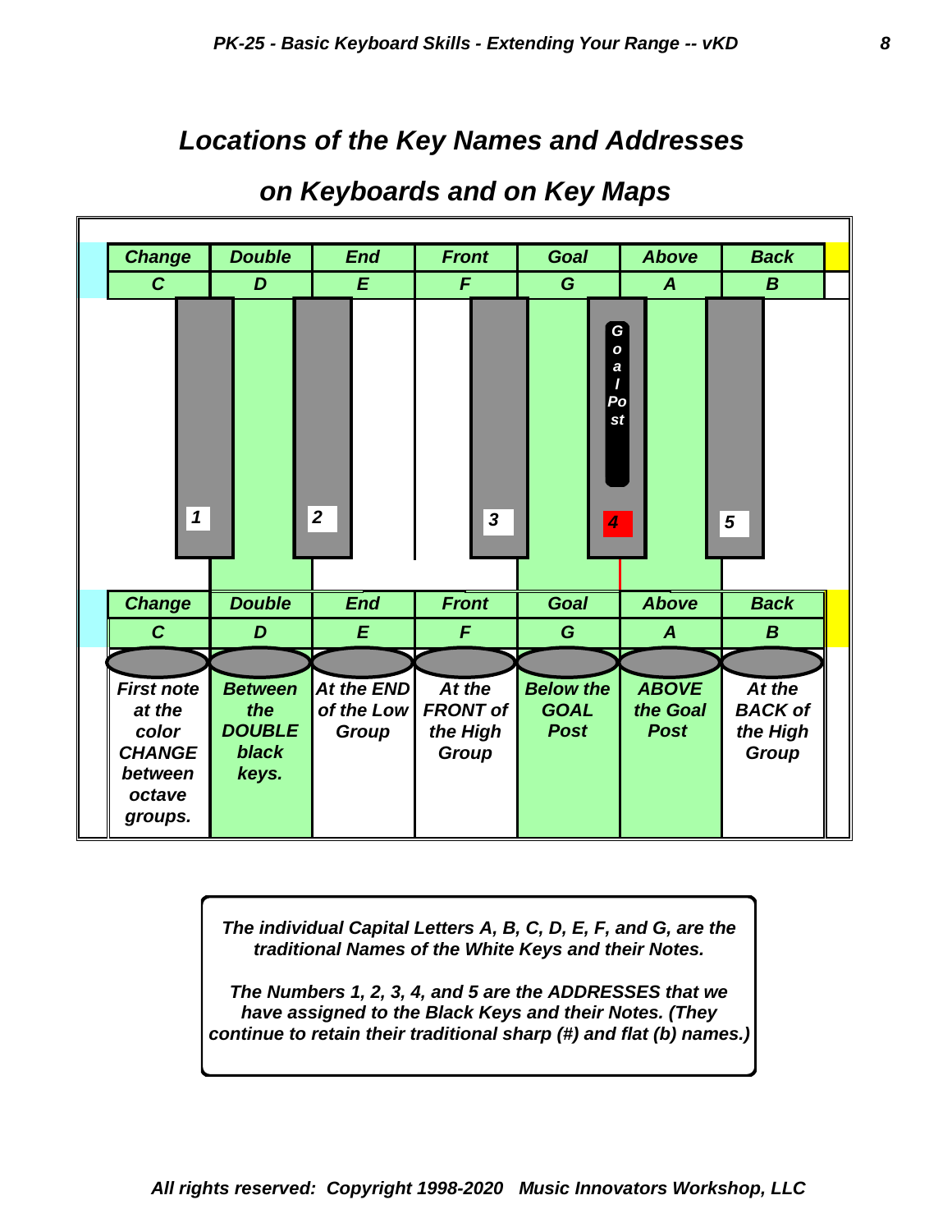## Locations of the Key Names and Addresses

## on Keyboards and on Key Maps

| Change | Double | End | Front | Goal | Above | Back |
|---|---|---|---|---|---|---|
| C | D | E | F | G | A | B |

1 2 3 Goal Post 4 5

| Change | Double | End | Front | Goal | Above | Back |
|---|---|---|---|---|---|---|
| C | D | E | F | G | A | B |
| First note at the color CHANGE between octave groups. | Between the DOUBLE black keys. | At the END of the Low Group | At the FRONT of the High Group | Below the GOAL Post | ABOVE the Goal Post | At the BACK of the High Group |

The individual Capital Letters A, B, C, D, E, F, and G, are the traditional Names of the White Keys and their Notes.

The Numbers 1, 2, 3, 4, and 5 are the ADDRESSES that we have assigned to the Black Keys and their Notes. (They continue to retain their traditional sharp (#) and flat (b) names.)

All rights reserved: Copyright 1998-2020 Music Innovators Workshop, LLC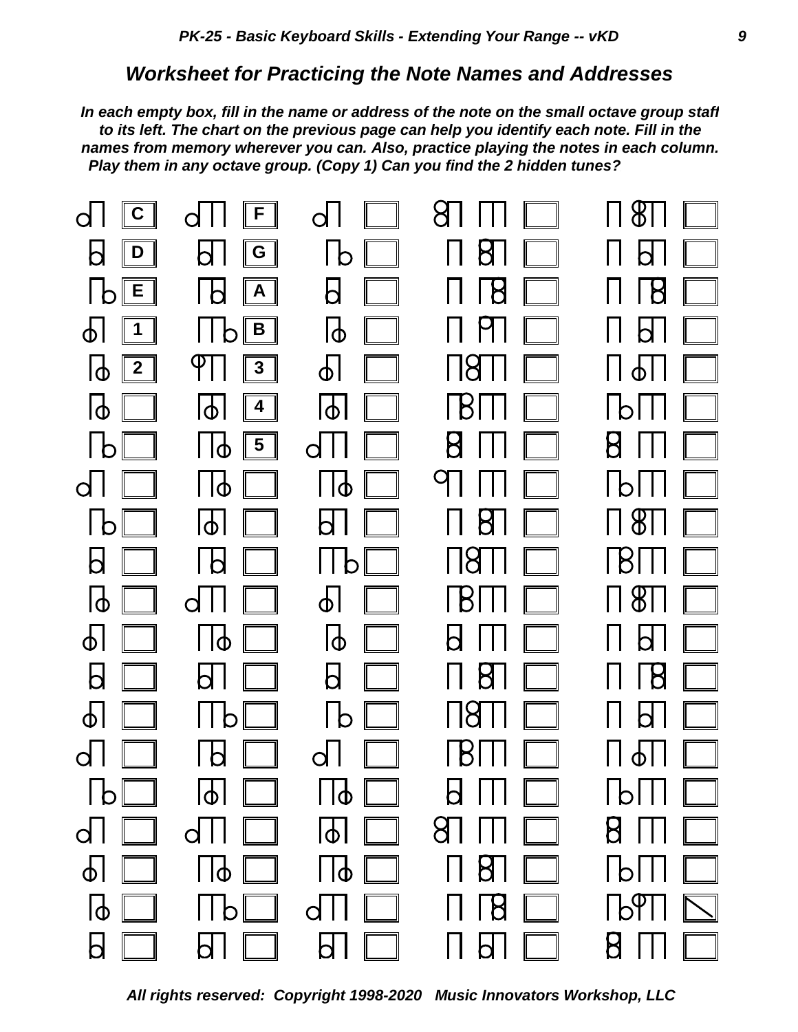## Worksheet for Practicing the Note Names and Addresses

***In each empty box, fill in the name or address of the note on the small octave group staff to its left. The chart on the previous page can help you identify each note. Fill in the names from memory wherever you can. Also, practice playing the notes in each column. Play them in any octave group. (Copy 1) Can you find the 2 hidden tunes?***

| Column 1 | Column 2 |
| --- | --- |
| C | F |
| D | G |
| E | A |
| 1 | B |
| 2 | 3 |
| | 4 |
| | 5 |

All rights reserved: Copyright 1998-2020 Music Innovators Workshop, LLC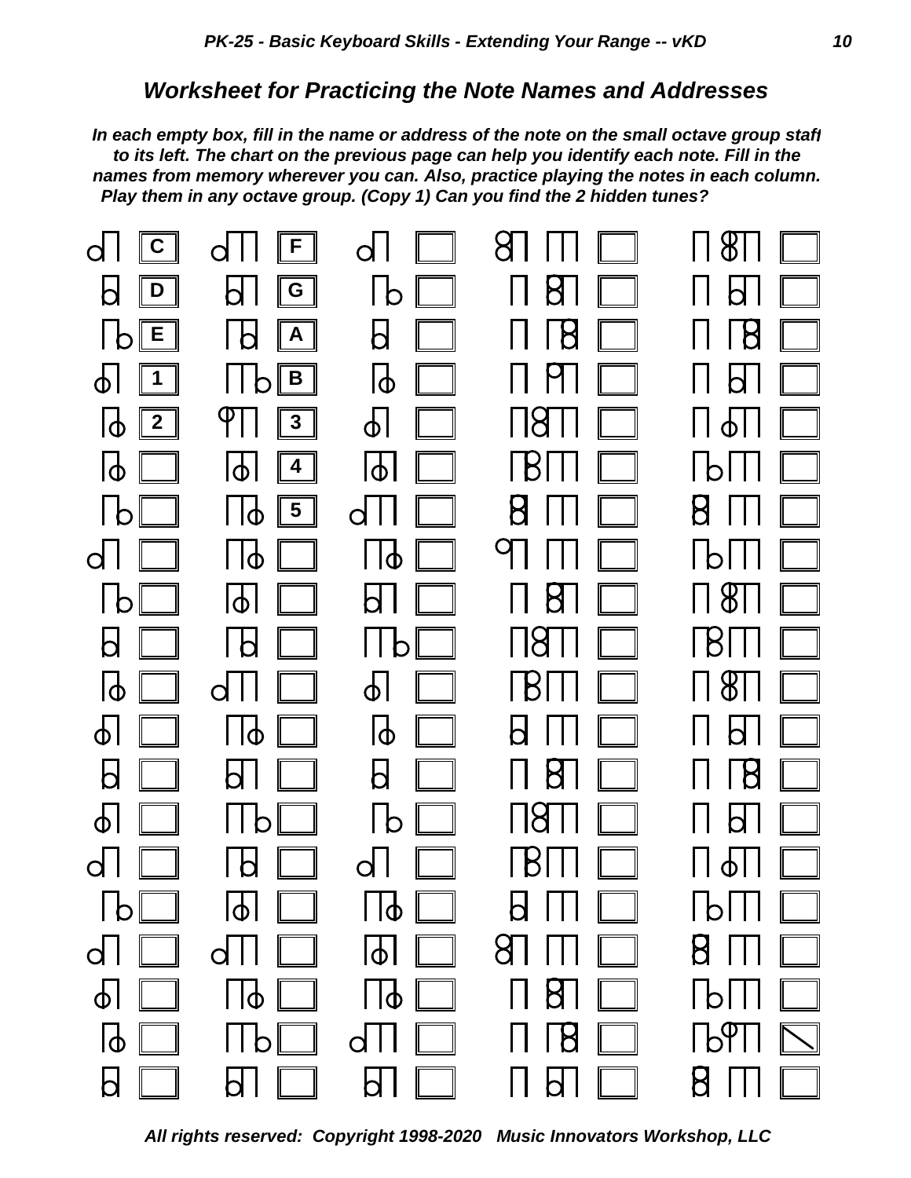## *Worksheet for Practicing the Note Names and Addresses*

***In each empty box, fill in the name or address of the note on the small octave group staff to its left. The chart on the previous page can help you identify each note. Fill in the names from memory wherever you can. Also, practice playing the notes in each column. Play them in any octave group. (Copy 1) Can you find the 2 hidden tunes?***

| | | | | |
|---|---|---|---|---|
| C | F | | | |
| D | G | | | |
| E | A | | | |
| 1 | B | | | |
| 2 | 3 | | | |
| | 4 | | | |
| | 5 | | | |
| | | | | |
| | | | | |
| | | | | |
| | | | | |
| | | | | |
| | | | | |
| | | | | |
| | | | | |
| | | | | |
| | | | | |
| | | | | |
| | | | | |
| | | | | |

*All rights reserved: Copyright 1998-2020 Music Innovators Workshop, LLC*